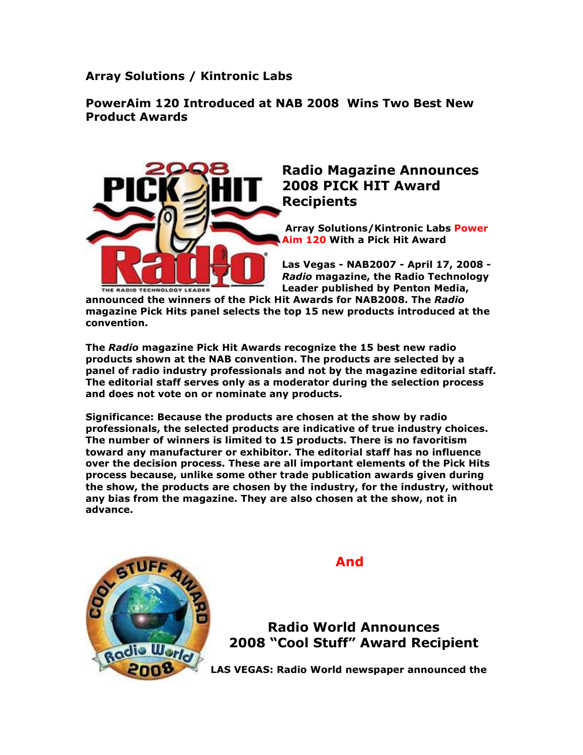**Array Solutions / Kintronic Labs**

**PowerAim 120 Introduced at NAB 2008 Wins Two Best New Product Awards**

## Radio Magazine Announces 2008 PICK HIT Award Recipients

**Array Solutions/Kintronic Labs Power Aim 120 With a Pick Hit Award**

**Las Vegas - NAB2007 - April 17, 2008 - *Radio* magazine, the Radio Technology Leader published by Penton Media, announced the winners of the Pick Hit Awards for NAB2008. The *Radio* magazine Pick Hits panel selects the top 15 new products introduced at the convention.**

**The *Radio* magazine Pick Hit Awards recognize the 15 best new radio products shown at the NAB convention. The products are selected by a panel of radio industry professionals and not by the magazine editorial staff. The editorial staff serves only as a moderator during the selection process and does not vote on or nominate any products.**

**Significance: Because the products are chosen at the show by radio professionals, the selected products are indicative of true industry choices. The number of winners is limited to 15 products. There is no favoritism toward any manufacturer or exhibitor. The editorial staff has no influence over the decision process. These are all important elements of the Pick Hits process because, unlike some other trade publication awards given during the show, the products are chosen by the industry, for the industry, without any bias from the magazine. They are also chosen at the show, not in advance.**

**And**

## Radio World Announces 2008 "Cool Stuff" Award Recipient

**LAS VEGAS: Radio World newspaper announced the**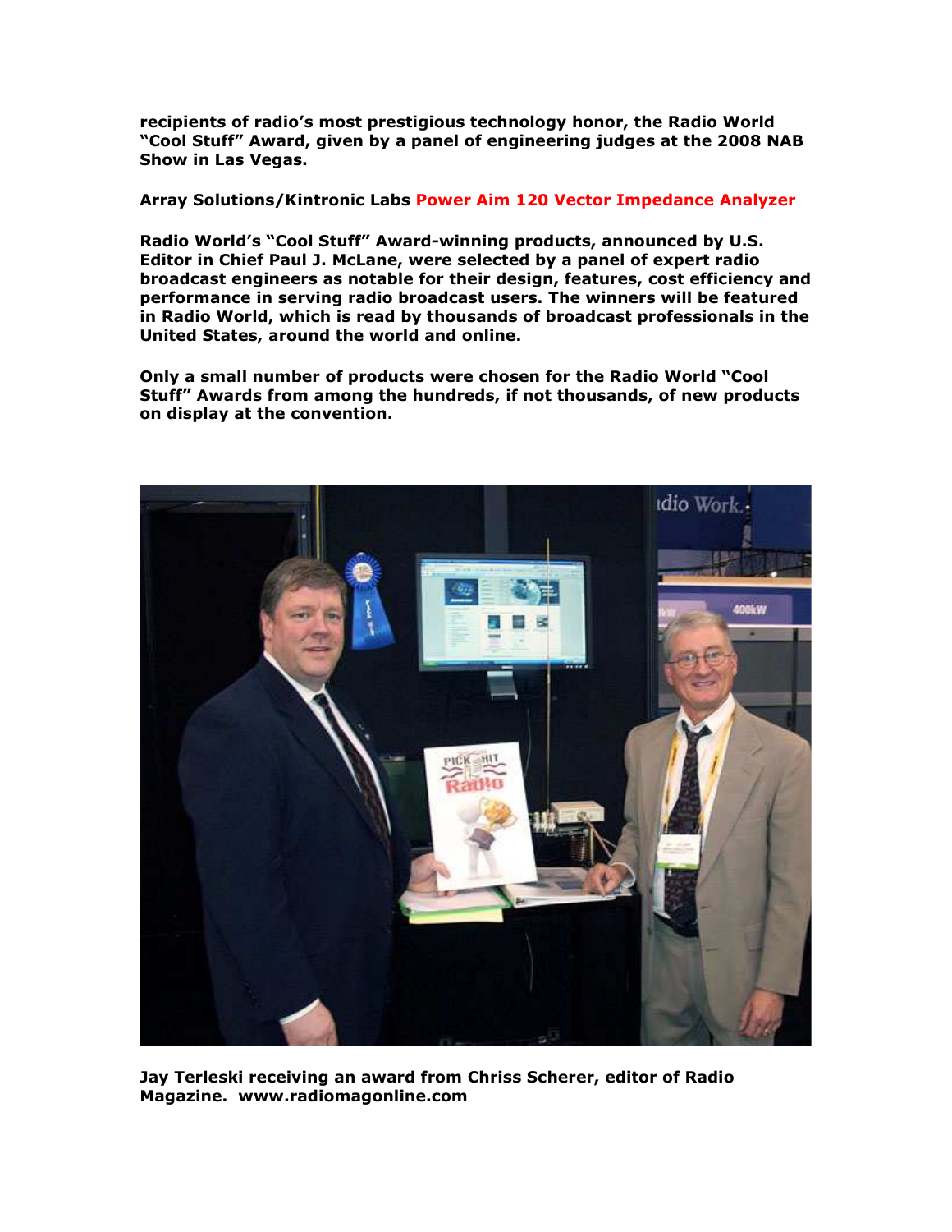**recipients of radio's most prestigious technology honor, the Radio World "Cool Stuff" Award, given by a panel of engineering judges at the 2008 NAB Show in Las Vegas.**

**Array Solutions/Kintronic Labs Power Aim 120 Vector Impedance Analyzer**

**Radio World's "Cool Stuff" Award-winning products, announced by U.S. Editor in Chief Paul J. McLane, were selected by a panel of expert radio broadcast engineers as notable for their design, features, cost efficiency and performance in serving radio broadcast users. The winners will be featured in Radio World, which is read by thousands of broadcast professionals in the United States, around the world and online.**

**Only a small number of products were chosen for the Radio World "Cool Stuff" Awards from among the hundreds, if not thousands, of new products on display at the convention.**

**Jay Terleski receiving an award from Chriss Scherer, editor of Radio Magazine. www.radiomagonline.com**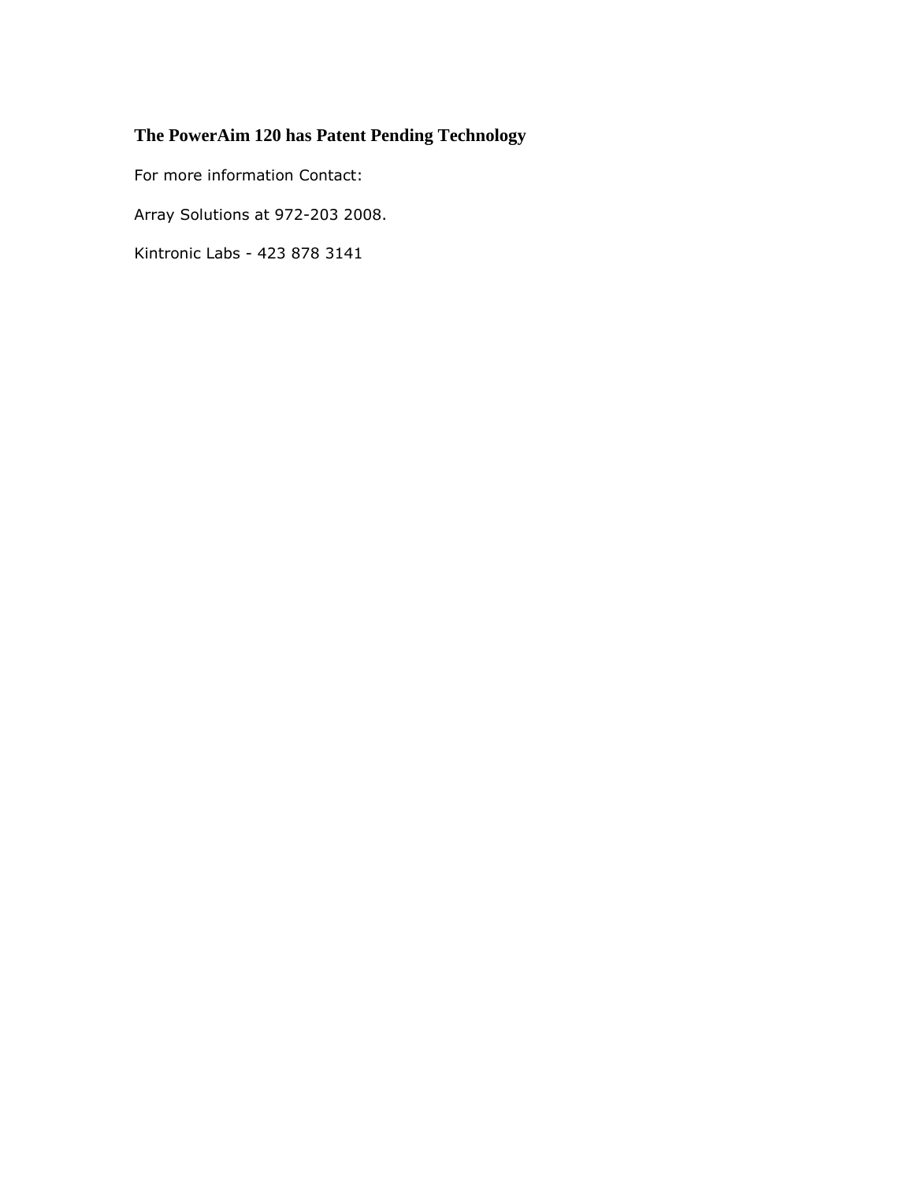### The PowerAim 120 has Patent Pending Technology

For more information Contact:

Array Solutions at 972-203 2008.

Kintronic Labs - 423 878 3141